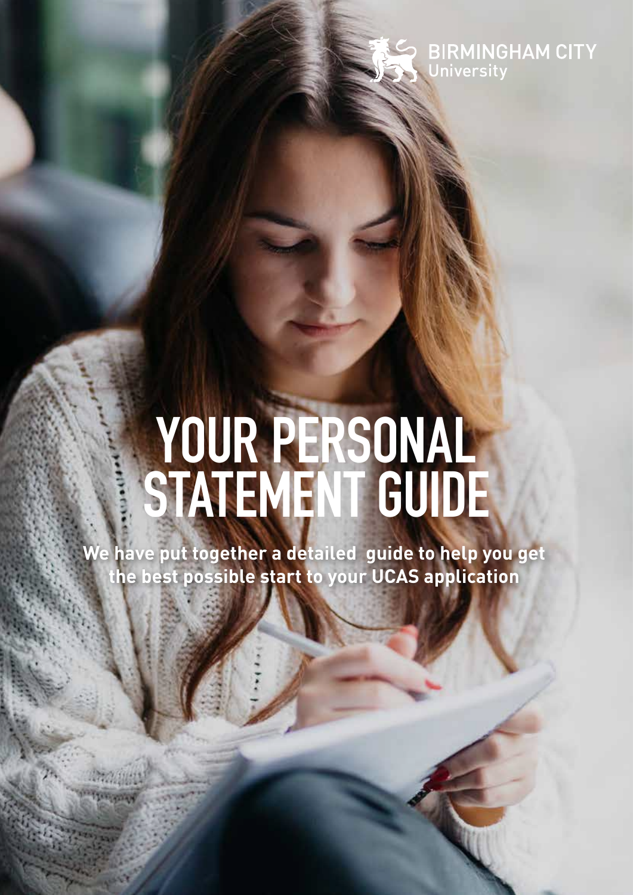BIRMINGHAM CITY University

# YOUR PERSONAL STATEMENT GUIDE

**We have put together a detailed guide to help you get the best possible start to your UCAS application**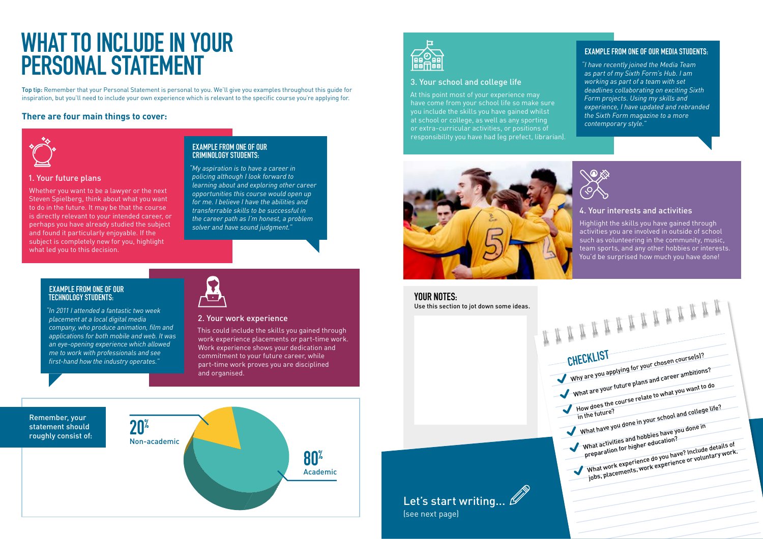# WHAT TO INCLUDE IN YOUR PERSONAL STATEMENT

**Top tip:** Remember that your Personal Statement is personal to you. We'll give you examples throughout this guide for inspiration, but you'll need to include your own experience which is relevant to the specific course you're applying for.

## There are four main things to cover:

### 1. Your future plans

Whether you want to be a lawyer or the next Steven Spielberg, think about what you want to do in the future. It may be that the course is directly relevant to your intended career, or perhaps you have already studied the subject and found it particularly enjoyable. If the subject is completely new for you, highlight what led you to this decision.

**EXAMPLE FROM ONE OF OUR CRIMINOLOGY STUDENTS:**

*"My aspiration is to have a career in policing although I look forward to learning about and exploring other career opportunities this course would open up for me. I believe I have the abilities and transferrable skills to be successful in the career path as I'm honest, a problem solver and have sound judgment."*

### 2. Your work experience

This could include the skills you gained through work experience placements or part-time work. Work experience shows your dedication and commitment to your future career, while part-time work proves you are disciplined and organised.

**EXAMPLE FROM ONE OF OUR TECHNOLOGY STUDENTS:**

*"In 2011 I attended a fantastic two week placement at a local digital media company, who produce animation, film and applications for both mobile and web. It was an eye-opening experience which allowed me to work with professionals and see first-hand how the industry operates."*

Remember, your statement should roughly consist of:

- 20% Non-academic
- 80% Academic

### 3. Your school and college life

At this point most of your experience may have come from your school life so make sure you include the skills you have gained whilst at school or college, as well as any sporting or extra-curricular activities, or positions of responsibility you have had (eg prefect, librarian).

**EXAMPLE FROM ONE OF OUR MEDIA STUDENTS:**

*"I have recently joined the Media Team as part of my Sixth Form's Hub. I am working as part of a team with set deadlines collaborating on exciting Sixth Form projects. Using my skills and experience, I have updated and rebranded the Sixth Form magazine to a more contemporary style."*

### 4. Your interests and activities

Highlight the skills you have gained through activities you are involved in outside of school such as volunteering in the community, music, team sports, and any other hobbies or interests. You'd be surprised how much you have done!

**YOUR NOTES:**
Use this section to jot down some ideas.

## CHECKLIST

- ✔ Why are you applying for your chosen course(s)?
- ✔ What are your future plans and career ambitions?
- ✔ How does the course relate to what you want to do in the future?
- ✔ What have you done in your school and college life?
- ✔ What activities and hobbies have you done in preparation for higher education?
- ✔ What work experience do you have? Include details of jobs, placements, work experience or voluntary work.

Let's start writing...
(see next page)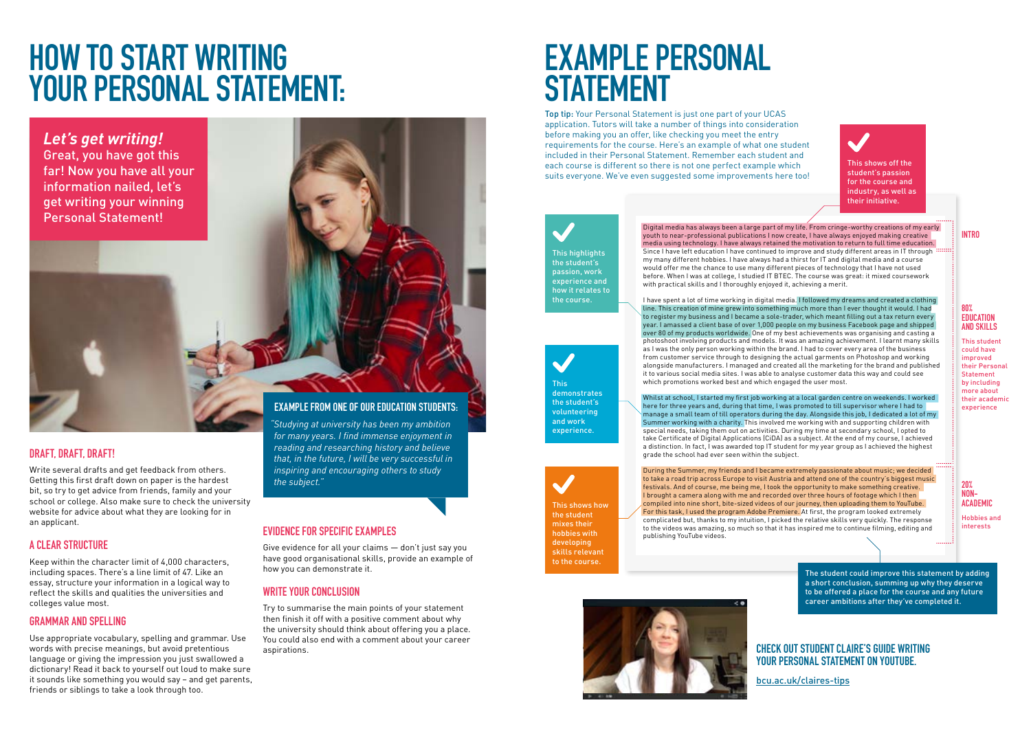# HOW TO START WRITING YOUR PERSONAL STATEMENT:

***Let's get writing!***
Great, you have got this far! Now you have all your information nailed, let's get writing your winning Personal Statement!

### EXAMPLE FROM ONE OF OUR EDUCATION STUDENTS:

*"Studying at university has been my ambition for many years. I find immense enjoyment in reading and researching history and believe that, in the future, I will be very successful in inspiring and encouraging others to study the subject."*

### DRAFT, DRAFT, DRAFT!

Write several drafts and get feedback from others. Getting this first draft down on paper is the hardest bit, so try to get advice from friends, family and your school or college. Also make sure to check the university website for advice about what they are looking for in an applicant.

### A CLEAR STRUCTURE

Keep within the character limit of 4,000 characters, including spaces. There's a line limit of 47. Like an essay, structure your information in a logical way to reflect the skills and qualities the universities and colleges value most.

### GRAMMAR AND SPELLING

Use appropriate vocabulary, spelling and grammar. Use words with precise meanings, but avoid pretentious language or giving the impression you just swallowed a dictionary! Read it back to yourself out loud to make sure it sounds like something you would say – and get parents, friends or siblings to take a look through too.

### EVIDENCE FOR SPECIFIC EXAMPLES

Give evidence for all your claims — don't just say you have good organisational skills, provide an example of how you can demonstrate it.

### WRITE YOUR CONCLUSION

Try to summarise the main points of your statement then finish it off with a positive comment about why the university should think about offering you a place. You could also end with a comment about your career aspirations.

# EXAMPLE PERSONAL STATEMENT

**Top tip:** Your Personal Statement is just one part of your UCAS application. Tutors will take a number of things into consideration before making you an offer, like checking you meet the entry requirements for the course. Here's an example of what one student included in their Personal Statement. Remember each student and each course is different so there is not one perfect example which suits everyone. We've even suggested some improvements here too!

✔ This shows off the student's passion for the course and industry, as well as their initiative.

**INTRO**

Digital media has always been a large part of my life. From cringe-worthy creations of my early youth to near-professional publications I now create, I have always enjoyed making creative media using technology. I have always retained the motivation to return to full time education. Since I have left education I have continued to improve and study different areas in IT through my many different hobbies. I have always had a thirst for IT and digital media and a course would offer me the chance to use many different pieces of technology that I have not used before. When I was at college, I studied IT BTEC. The course was great: it mixed coursework with practical skills and I thoroughly enjoyed it, achieving a merit.

**80% EDUCATION AND SKILLS**

✔ This highlights the student's passion, work experience and how it relates to the course.

I have spent a lot of time working in digital media. I followed my dreams and created a clothing line. This creation of mine grew into something much more than I ever thought it would. I had to register my business and I became a sole-trader, which meant filling out a tax return every year. I amassed a client base of over 1,000 people on my business Facebook page and shipped over 80 of my products worldwide. One of my best achievements was organising and casting a photoshoot involving products and models. It was an amazing achievement. I learnt many skills as I was the only person working within the brand. I had to cover every area of the business from customer service through to designing the actual garments on Photoshop and working alongside manufacturers. I managed and created all the marketing for the brand and published it to various social media sites. I was able to analyse customer data this way and could see which promotions worked best and which engaged the user most.

✔ This demonstrates the student's volunteering and work experience.

Whilst at school, I started my first job working at a local garden centre on weekends. I worked here for three years and, during that time, I was promoted to till supervisor where I had to manage a small team of till operators during the day. Alongside this job, I dedicated a lot of my Summer working with a charity. This involved me working with and supporting children with special needs, taking them out on activities. During my time at secondary school, I opted to take Certificate of Digital Applications (CiDA) as a subject. At the end of my course, I achieved a distinction. In fact, I was awarded top IT student for my year group as I achieved the highest grade the school had ever seen within the subject.

This student could have improved their Personal Statement by including more about their academic experience

**20% NON-ACADEMIC**

✔ This shows how the student mixes their hobbies with developing skills relevant to the course.

During the Summer, my friends and I became extremely passionate about music; we decided to take a road trip across Europe to visit Austria and attend one of the country's biggest music festivals. And of course, me being me, I took the opportunity to make something creative. I brought a camera along with me and recorded over three hours of footage which I then compiled into nine short, bite-sized videos of our journey, then uploading them to YouTube. For this task, I used the program Adobe Premiere. At first, the program looked extremely complicated but, thanks to my intuition, I picked the relative skills very quickly. The response to the videos was amazing, so much so that it has inspired me to continue filming, editing and publishing YouTube videos.

Hobbies and interests

The student could improve this statement by adding a short conclusion, summing up why they deserve to be offered a place for the course and any future career ambitions after they've completed it.

### CHECK OUT STUDENT CLAIRE'S GUIDE WRITING YOUR PERSONAL STATEMENT ON YOUTUBE.

bcu.ac.uk/claires-tips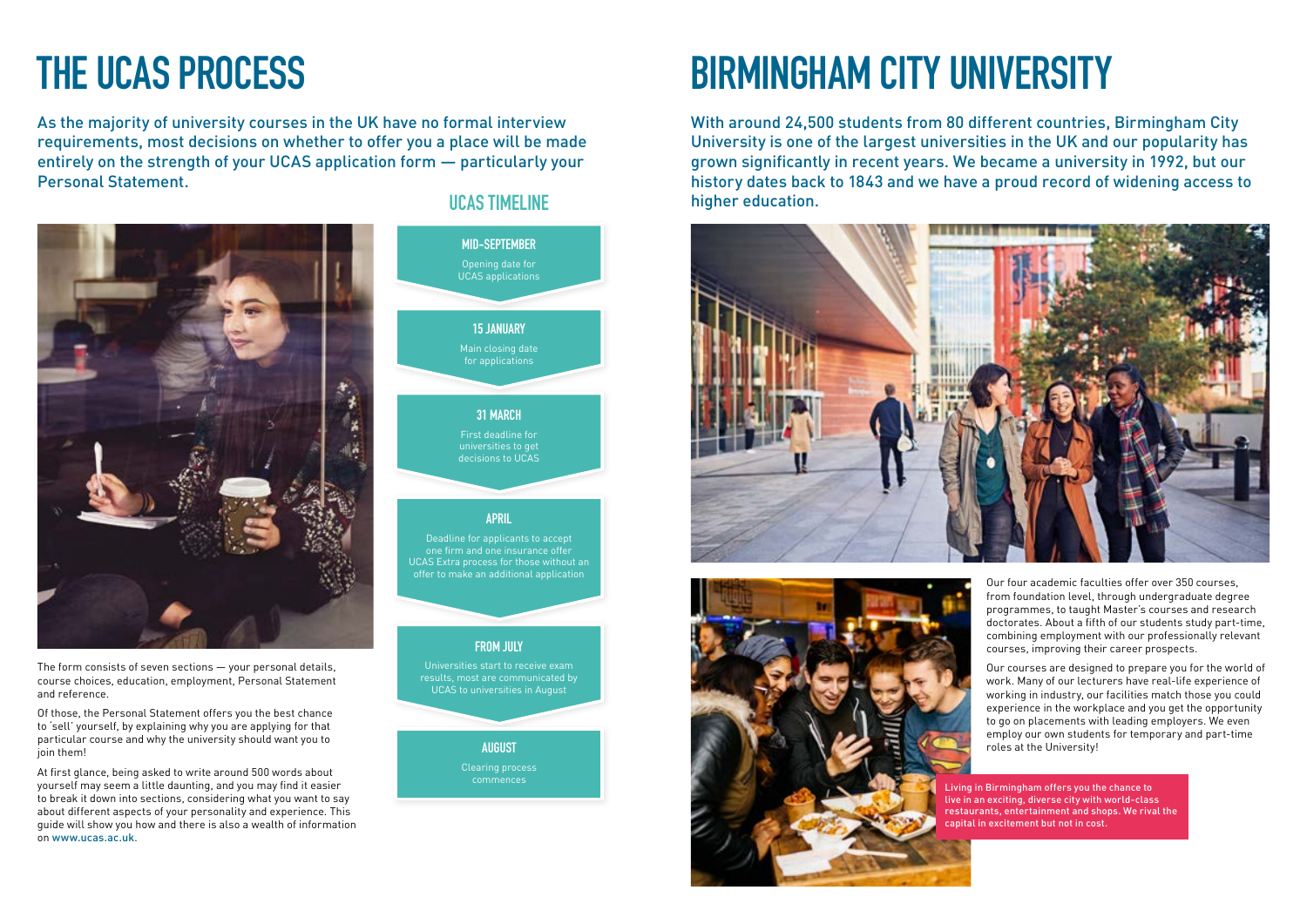# THE UCAS PROCESS

As the majority of university courses in the UK have no formal interview requirements, most decisions on whether to offer you a place will be made entirely on the strength of your UCAS application form — particularly your Personal Statement.

The form consists of seven sections — your personal details, course choices, education, employment, Personal Statement and reference.

Of those, the Personal Statement offers you the best chance to 'sell' yourself, by explaining why you are applying for that particular course and why the university should want you to join them!

At first glance, being asked to write around 500 words about yourself may seem a little daunting, and you may find it easier to break it down into sections, considering what you want to say about different aspects of your personality and experience. This guide will show you how and there is also a wealth of information on www.ucas.ac.uk.

## UCAS TIMELINE

**MID-SEPTEMBER**
Opening date for UCAS applications

**15 JANUARY**
Main closing date for applications

**31 MARCH**
First deadline for universities to get decisions to UCAS

**APRIL**
Deadline for applicants to accept one firm and one insurance offer
UCAS Extra process for those without an offer to make an additional application

**FROM JULY**
Universities start to receive exam results, most are communicated by UCAS to universities in August

**AUGUST**
Clearing process commences

# BIRMINGHAM CITY UNIVERSITY

With around 24,500 students from 80 different countries, Birmingham City University is one of the largest universities in the UK and our popularity has grown significantly in recent years. We became a university in 1992, but our history dates back to 1843 and we have a proud record of widening access to higher education.

Our four academic faculties offer over 350 courses, from foundation level, through undergraduate degree programmes, to taught Master's courses and research doctorates. About a fifth of our students study part-time, combining employment with our professionally relevant courses, improving their career prospects.

Our courses are designed to prepare you for the world of work. Many of our lecturers have real-life experience of working in industry, our facilities match those you could experience in the workplace and you get the opportunity to go on placements with leading employers. We even employ our own students for temporary and part-time roles at the University!

Living in Birmingham offers you the chance to live in an exciting, diverse city with world-class restaurants, entertainment and shops. We rival the capital in excitement but not in cost.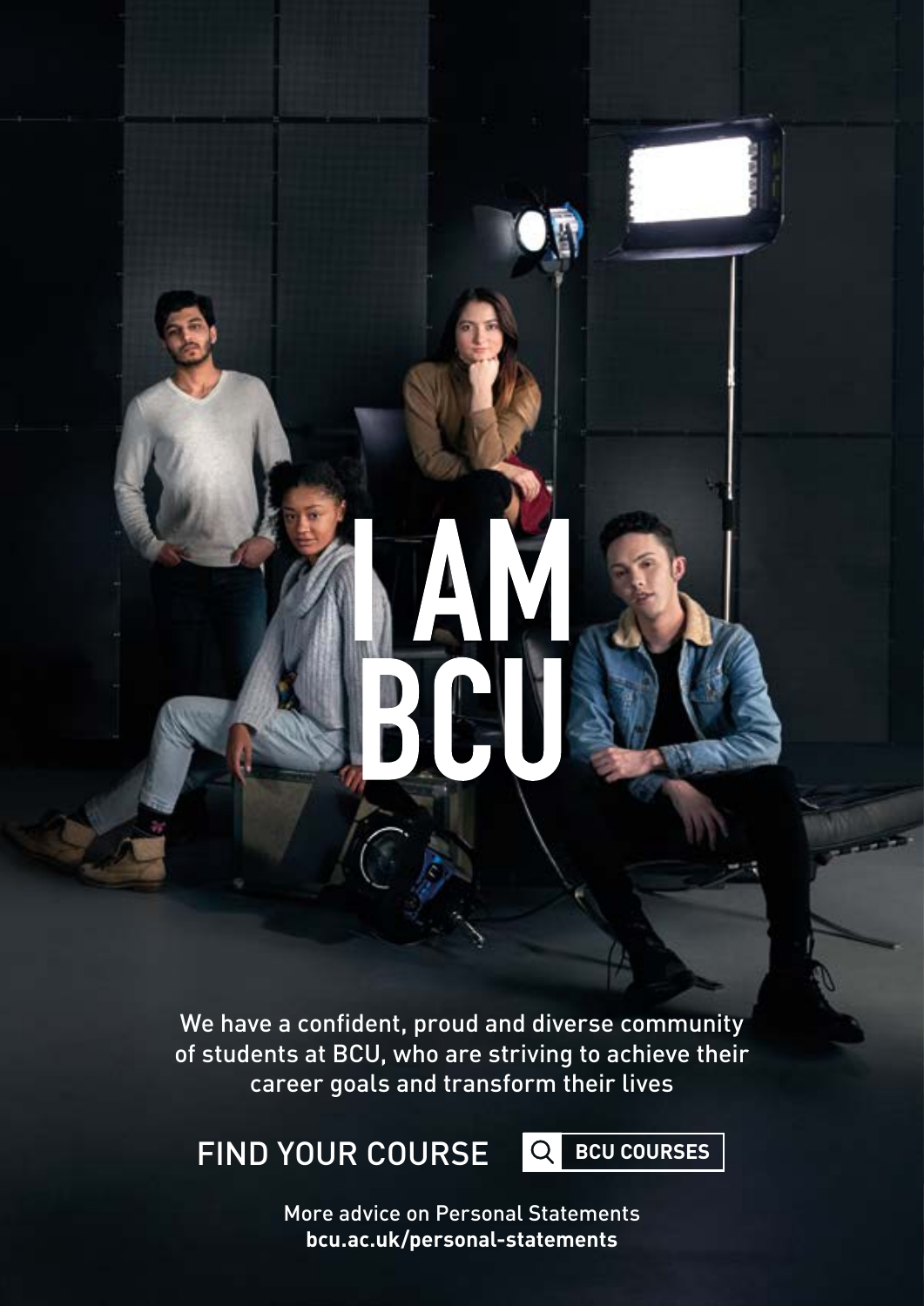# I AM BCU

We have a confident, proud and diverse community of students at BCU, who are striving to achieve their career goals and transform their lives

FIND YOUR COURSE **BCU COURSES**

More advice on Personal Statements
**bcu.ac.uk/personal-statements**